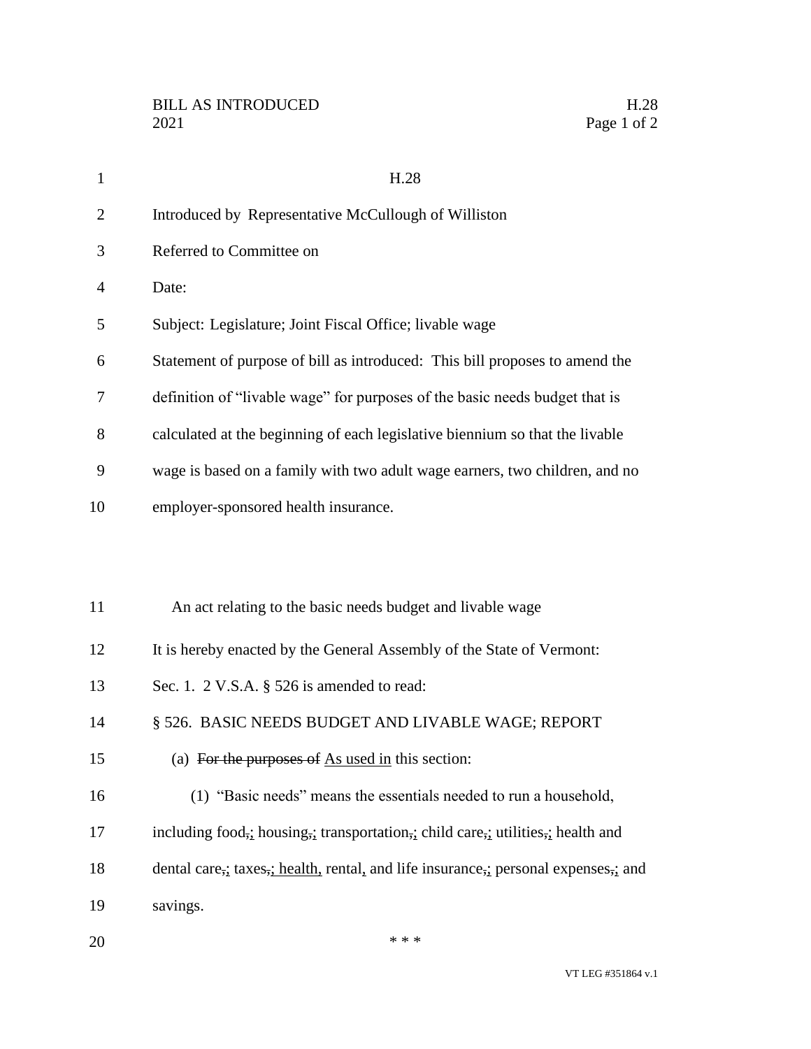H.28

Introduced by Representative McCullough of Williston

Referred to Committee on

Date:

Subject: Legislature; Joint Fiscal Office; livable wage

Statement of purpose of bill as introduced: This bill proposes to amend the definition of "livable wage" for purposes of the basic needs budget that is calculated at the beginning of each legislative biennium so that the livable wage is based on a family with two adult wage earners, two children, and no employer-sponsored health insurance.

An act relating to the basic needs budget and livable wage

It is hereby enacted by the General Assembly of the State of Vermont:

Sec. 1. 2 V.S.A. § 526 is amended to read:

§ 526. BASIC NEEDS BUDGET AND LIVABLE WAGE; REPORT

(a) ~~For the purposes of~~ <u>As used in</u> this section:

(1) "Basic needs" means the essentials needed to run a household, including food~~,~~<u>;</u> housing~~,~~<u>;</u> transportation~~,~~<u>;</u> child care~~,~~<u>;</u> utilities~~,~~<u>;</u> health and dental care~~,~~<u>;</u> taxes~~,~~<u>; health,</u> rental<u>,</u> and life insurance~~,~~<u>;</u> personal expenses~~,~~<u>;</u> and savings.

\* \* \*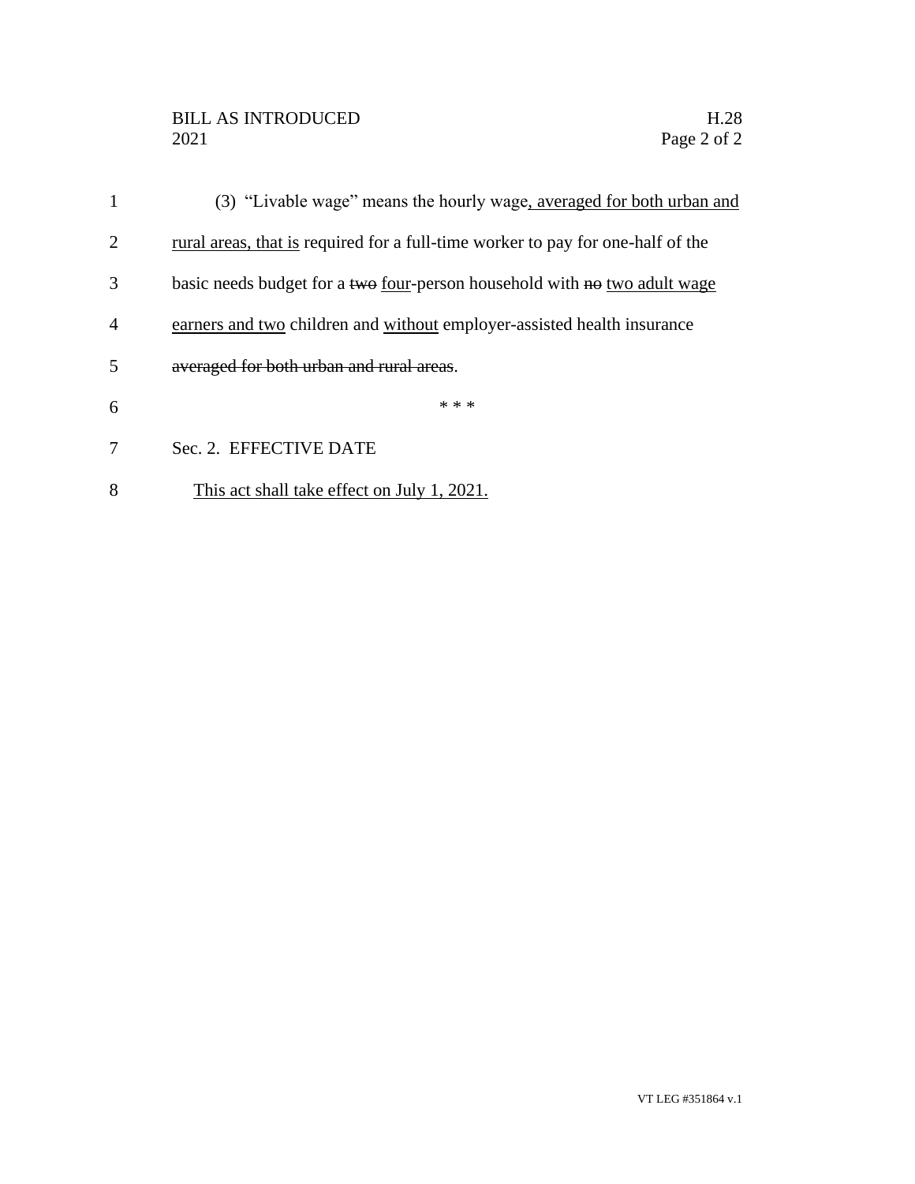(3) "Livable wage" means the hourly wage<u>, averaged for both urban and rural areas, that is</u> required for a full-time worker to pay for one-half of the basic needs budget for a ~~two~~ <u>four</u>-person household with ~~no~~ <u>two adult wage earners and two</u> children and <u>without</u> employer-assisted health insurance ~~averaged for both urban and rural areas~~.

\* \* \*

Sec. 2. EFFECTIVE DATE

<u>This act shall take effect on July 1, 2021.</u>